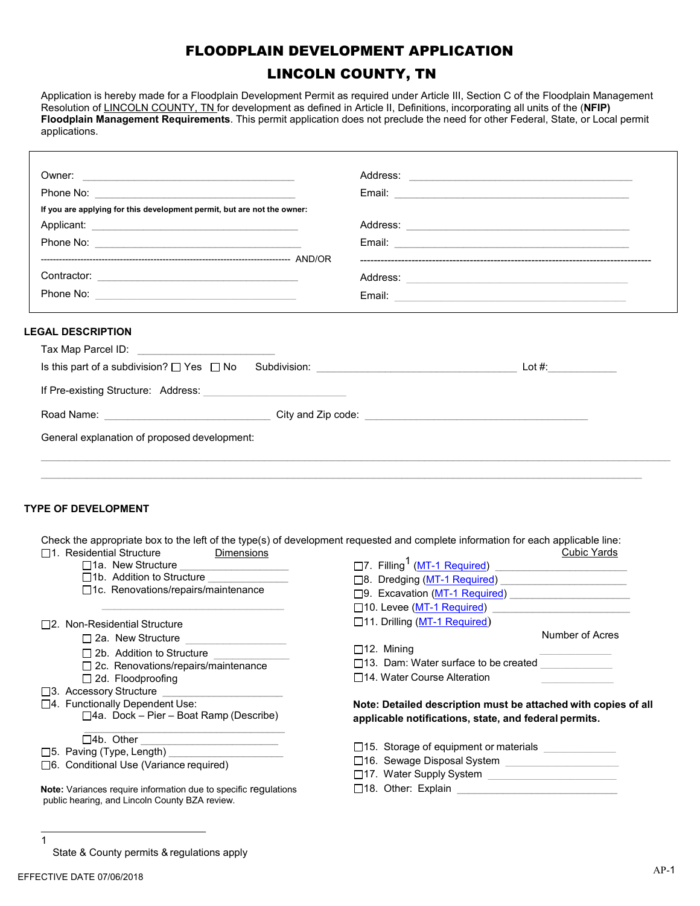# FLOODPLAIN DEVELOPMENT APPLICATION

## LINCOLN COUNTY, TN

Application is hereby made for a Floodplain Development Permit as required under Article III, Section C of the Floodplain Management Resolution of LINCOLN COUNTY, TN for development as defined in Article II, Definitions, incorporating all units of the (**NFIP) Floodplain Management Requirements**. This permit application does not preclude the need for other Federal, State, or Local permit applications.

Owner: ______________________________ Address: ______________________________

Phone No: ______________________________ Email: ______________________________

**If you are applying for this development permit, but are not the owner:**

Applicant: ______________________________ Address: ______________________________

Phone No: ______________________________ Email: ______________________________

------------------------------------------------------------ AND/OR ------------------------------------------------------------

Contractor: ______________________________ Address: ______________________________

Phone No: ______________________________ Email: ______________________________

### LEGAL DESCRIPTION

Tax Map Parcel ID: ____________________

Is this part of a subdivision? ☐ Yes ☐ No Subdivision: ______________________________ Lot #:__________

If Pre-existing Structure: Address: ____________________

Road Name: ______________________ City and Zip code: ______________________________

General explanation of proposed development:

______________________________________________________________________________

______________________________________________________________________________

### TYPE OF DEVELOPMENT

Check the appropriate box to the left of the type(s) of development requested and complete information for each applicable line:

☐1. Residential Structure — Dimensions
- ☐1a. New Structure ______________
- ☐1b. Addition to Structure ______________
- ☐1c. Renovations/repairs/maintenance

  ______________________________

☐2. Non-Residential Structure
- ☐ 2a. New Structure ______________
- ☐ 2b. Addition to Structure ______________
- ☐ 2c. Renovations/repairs/maintenance
- ☐ 2d. Floodproofing

☐3. Accessory Structure ______________

☐4. Functionally Dependent Use:
- ☐4a. Dock – Pier – Boat Ramp (Describe)

  ______________________________
- ☐4b. Other ______________

☐5. Paving (Type, Length) ______________

☐6. Conditional Use (Variance required)

**Note:** Variances require information due to specific regulations public hearing, and Lincoln County BZA review.

Cubic Yards

☐7. Filling[1] (MT-1 Required) ______________

☐8. Dredging (MT-1 Required) ______________

☐9. Excavation (MT-1 Required) ______________

☐10. Levee (MT-1 Required) ______________

☐11. Drilling (MT-1 Required)

Number of Acres

☐12. Mining ______________

☐13. Dam: Water surface to be created ______________

☐14. Water Course Alteration ______________

**Note: Detailed description must be attached with copies of all applicable notifications, state, and federal permits.**

☐15. Storage of equipment or materials ______________

☐16. Sewage Disposal System ______________

☐17. Water Supply System ______________

☐18. Other: Explain ______________

---

[1] State & County permits & regulations apply

EFFECTIVE DATE 07/06/2018

AP-1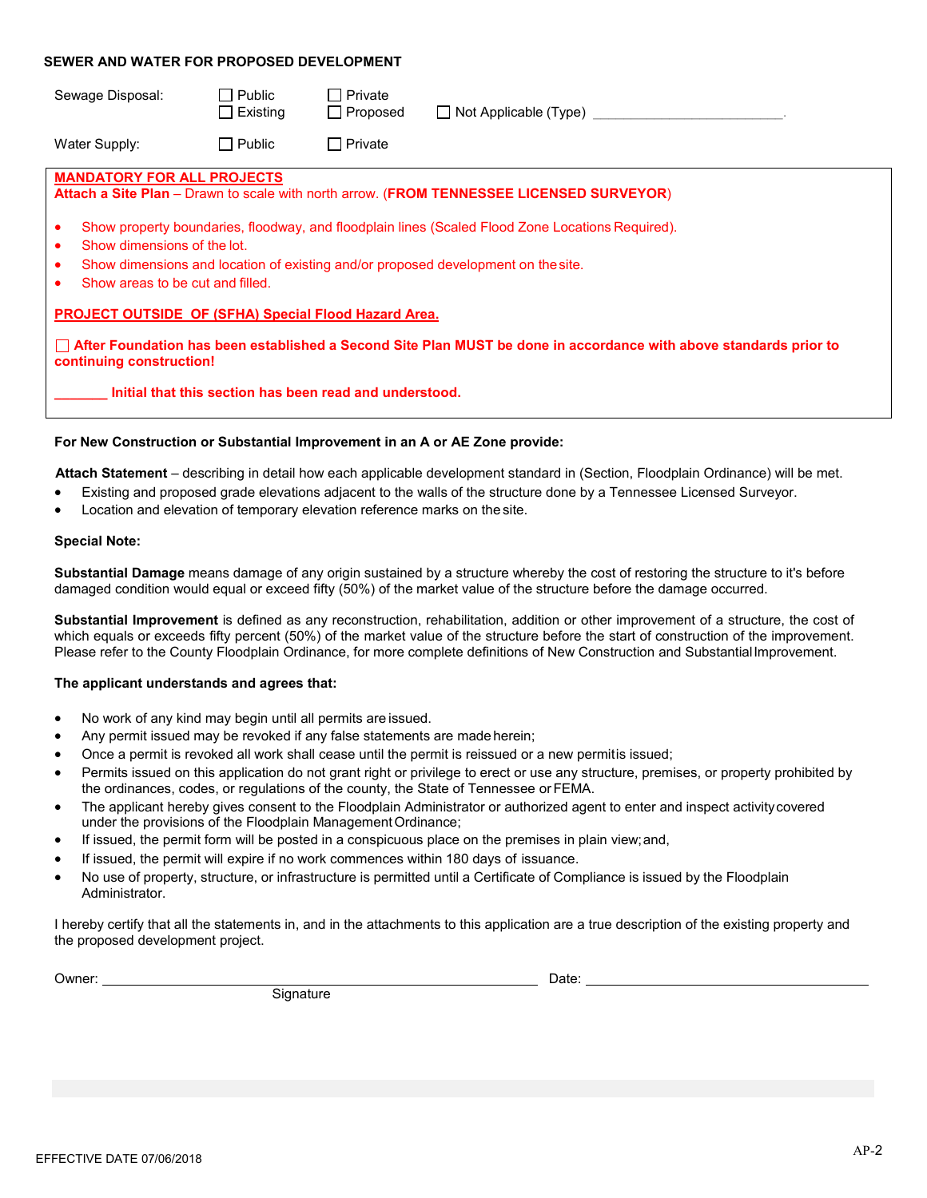## SEWER AND WATER FOR PROPOSED DEVELOPMENT

Sewage Disposal: ☐ Public ☐ Private
☐ Existing ☐ Proposed ☐ Not Applicable (Type) ________________________.

Water Supply: ☐ Public ☐ Private

**MANDATORY FOR ALL PROJECTS**

**Attach a Site Plan** – Drawn to scale with north arrow. (**FROM TENNESSEE LICENSED SURVEYOR**)

- Show property boundaries, floodway, and floodplain lines (Scaled Flood Zone Locations Required).
- Show dimensions of the lot.
- Show dimensions and location of existing and/or proposed development on the site.
- Show areas to be cut and filled.

**PROJECT OUTSIDE OF (SFHA) Special Flood Hazard Area.**

☐ **After Foundation has been established a Second Site Plan MUST be done in accordance with above standards prior to continuing construction!**

**_______ Initial that this section has been read and understood.**

**For New Construction or Substantial Improvement in an A or AE Zone provide:**

**Attach Statement** – describing in detail how each applicable development standard in (Section, Floodplain Ordinance) will be met.

- Existing and proposed grade elevations adjacent to the walls of the structure done by a Tennessee Licensed Surveyor.
- Location and elevation of temporary elevation reference marks on the site.

**Special Note:**

**Substantial Damage** means damage of any origin sustained by a structure whereby the cost of restoring the structure to it's before damaged condition would equal or exceed fifty (50%) of the market value of the structure before the damage occurred.

**Substantial Improvement** is defined as any reconstruction, rehabilitation, addition or other improvement of a structure, the cost of which equals or exceeds fifty percent (50%) of the market value of the structure before the start of construction of the improvement. Please refer to the County Floodplain Ordinance, for more complete definitions of New Construction and Substantial Improvement.

**The applicant understands and agrees that:**

- No work of any kind may begin until all permits are issued.
- Any permit issued may be revoked if any false statements are made herein;
- Once a permit is revoked all work shall cease until the permit is reissued or a new permit is issued;
- Permits issued on this application do not grant right or privilege to erect or use any structure, premises, or property prohibited by the ordinances, codes, or regulations of the county, the State of Tennessee or FEMA.
- The applicant hereby gives consent to the Floodplain Administrator or authorized agent to enter and inspect activity covered under the provisions of the Floodplain Management Ordinance;
- If issued, the permit form will be posted in a conspicuous place on the premises in plain view; and,
- If issued, the permit will expire if no work commences within 180 days of issuance.
- No use of property, structure, or infrastructure is permitted until a Certificate of Compliance is issued by the Floodplain Administrator.

I hereby certify that all the statements in, and in the attachments to this application are a true description of the existing property and the proposed development project.

Owner: ____________________________________________ Date: ______________________________
Signature

EFFECTIVE DATE 07/06/2018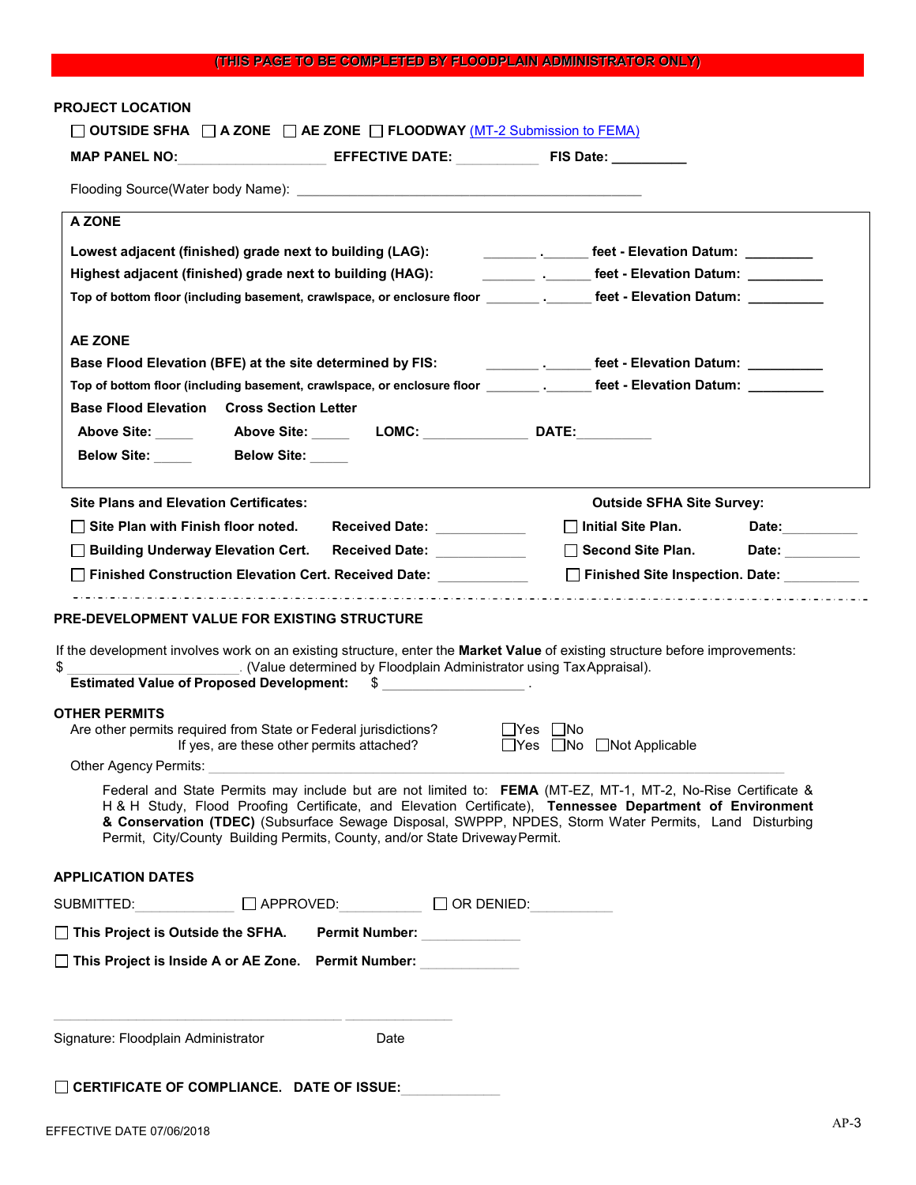**(THIS PAGE TO BE COMPLETED BY FLOODPLAIN ADMINISTRATOR ONLY)**

**PROJECT LOCATION**

☐ **OUTSIDE SFHA** ☐ **A ZONE** ☐ **AE ZONE** ☐ **FLOODWAY** (MT-2 Submission to FEMA)

**MAP PANEL NO:**\_\_\_\_\_\_\_\_\_\_\_\_\_\_\_\_\_\_\_\_ **EFFECTIVE DATE:** \_\_\_\_\_\_\_\_\_\_\_\_ **FIS Date:** \_\_\_\_\_\_\_\_\_\_

Flooding Source(Water body Name): \_\_\_\_\_\_\_\_\_\_\_\_\_\_\_\_\_\_\_\_\_\_\_\_\_\_\_\_\_\_\_\_\_\_\_\_\_\_\_\_\_\_\_\_\_\_

**A ZONE**

**Lowest adjacent (finished) grade next to building (LAG):** \_\_\_\_\_\_\_ . \_\_\_\_\_\_ **feet - Elevation Datum:** \_\_\_\_\_\_\_\_\_

**Highest adjacent (finished) grade next to building (HAG):** \_\_\_\_\_\_\_ . \_\_\_\_\_\_ **feet - Elevation Datum:** \_\_\_\_\_\_\_\_\_\_

**Top of bottom floor (including basement, crawlspace, or enclosure floor** \_\_\_\_\_\_\_ . \_\_\_\_\_\_ **feet - Elevation Datum:** \_\_\_\_\_\_\_\_\_\_

**AE ZONE**

**Base Flood Elevation (BFE) at the site determined by FIS:** \_\_\_\_\_\_\_ . \_\_\_\_\_\_ **feet - Elevation Datum:** \_\_\_\_\_\_\_\_\_\_

**Top of bottom floor (including basement, crawlspace, or enclosure floor** \_\_\_\_\_\_\_ . \_\_\_\_\_\_ **feet - Elevation Datum:** \_\_\_\_\_\_\_\_\_\_

**Base Flood Elevation** **Cross Section Letter**

**Above Site:** \_\_\_\_\_ **Above Site:** \_\_\_\_\_ **LOMC:** \_\_\_\_\_\_\_\_\_\_\_\_\_\_ **DATE:**\_\_\_\_\_\_\_\_\_\_

**Below Site:** \_\_\_\_\_ **Below Site:** \_\_\_\_\_

**Site Plans and Elevation Certificates:**

☐ **Site Plan with Finish floor noted.** **Received Date:** \_\_\_\_\_\_\_\_\_\_\_\_

☐ **Building Underway Elevation Cert.** **Received Date:** \_\_\_\_\_\_\_\_\_\_\_\_

☐ **Finished Construction Elevation Cert. Received Date:** \_\_\_\_\_\_\_\_\_\_\_\_

**Outside SFHA Site Survey:**

☐ **Initial Site Plan.** **Date:**\_\_\_\_\_\_\_\_\_\_

☐ **Second Site Plan.** **Date:** \_\_\_\_\_\_\_\_\_\_

☐ **Finished Site Inspection. Date:** \_\_\_\_\_\_\_\_\_\_

**PRE-DEVELOPMENT VALUE FOR EXISTING STRUCTURE**

If the development involves work on an existing structure, enter the **Market Value** of existing structure before improvements:
$ \_\_\_\_\_\_\_\_\_\_\_\_\_\_\_\_\_\_\_\_\_\_\_\_\_\_ . (Value determined by Floodplain Administrator using Tax Appraisal).
**Estimated Value of Proposed Development:** $ \_\_\_\_\_\_\_\_\_\_\_\_\_\_\_\_\_\_\_\_ .

**OTHER PERMITS**

Are other permits required from State or Federal jurisdictions? ☐Yes ☐No
If yes, are these other permits attached? ☐Yes ☐No ☐Not Applicable

Other Agency Permits: \_\_\_\_\_\_\_\_\_\_\_\_\_\_\_\_\_\_\_\_\_\_\_\_\_\_\_\_\_\_\_\_\_\_\_\_\_\_\_\_\_\_\_\_\_\_\_\_\_\_\_\_\_\_\_\_\_\_\_\_\_\_\_\_

Federal and State Permits may include but are not limited to: **FEMA** (MT-EZ, MT-1, MT-2, No-Rise Certificate & H & H Study, Flood Proofing Certificate, and Elevation Certificate), **Tennessee Department of Environment & Conservation (TDEC)** (Subsurface Sewage Disposal, SWPPP, NPDES, Storm Water Permits, Land Disturbing Permit, City/County Building Permits, County, and/or State Driveway Permit.

**APPLICATION DATES**

SUBMITTED:\_\_\_\_\_\_\_\_\_\_\_\_\_\_ ☐ APPROVED:\_\_\_\_\_\_\_\_\_\_\_\_ ☐ OR DENIED:\_\_\_\_\_\_\_\_\_\_\_\_

☐ **This Project is Outside the SFHA.** **Permit Number:** \_\_\_\_\_\_\_\_\_\_\_\_\_

☐ **This Project is Inside A or AE Zone.** **Permit Number:** \_\_\_\_\_\_\_\_\_\_\_\_\_

\_\_\_\_\_\_\_\_\_\_\_\_\_\_\_\_\_\_\_\_\_\_\_\_\_\_\_\_\_\_\_\_\_\_\_\_\_\_\_\_ \_\_\_\_\_\_\_\_\_\_\_\_\_\_\_

Signature: Floodplain Administrator Date

☐ **CERTIFICATE OF COMPLIANCE. DATE OF ISSUE:**\_\_\_\_\_\_\_\_\_\_\_\_\_

EFFECTIVE DATE 07/06/2018